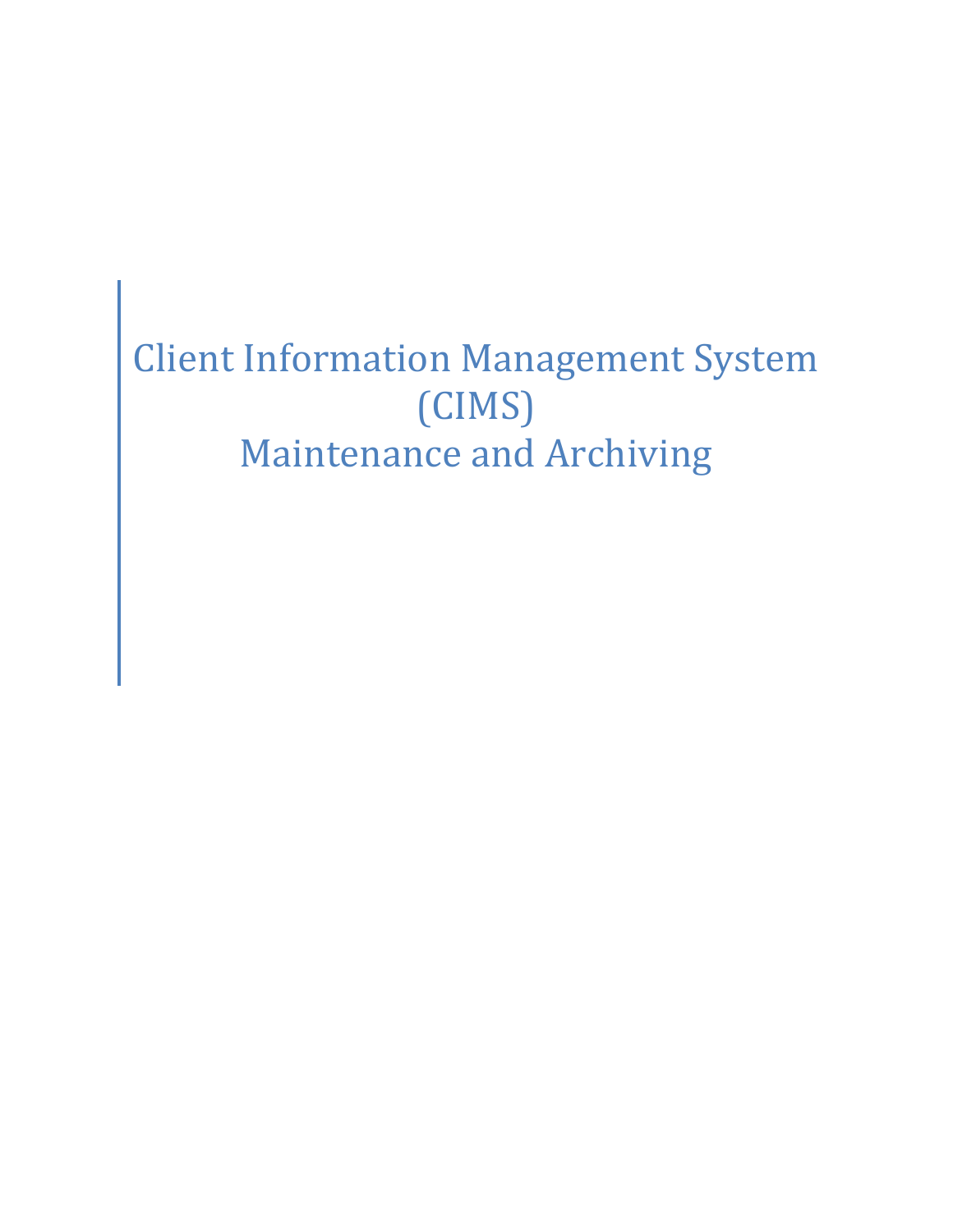# Client Information Management System (CIMS)
# Maintenance and Archiving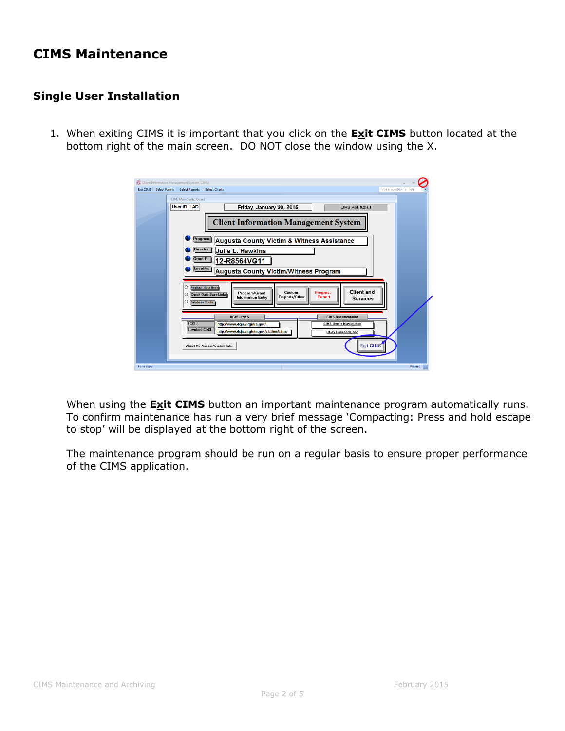# CIMS Maintenance

## Single User Installation

1. When exiting CIMS it is important that you click on the **Exit CIMS** button located at the bottom right of the main screen. DO NOT close the window using the X.

   When using the **Exit CIMS** button an important maintenance program automatically runs. To confirm maintenance has run a very brief message 'Compacting: Press and hold escape to stop' will be displayed at the bottom right of the screen.

   The maintenance program should be run on a regular basis to ensure proper performance of the CIMS application.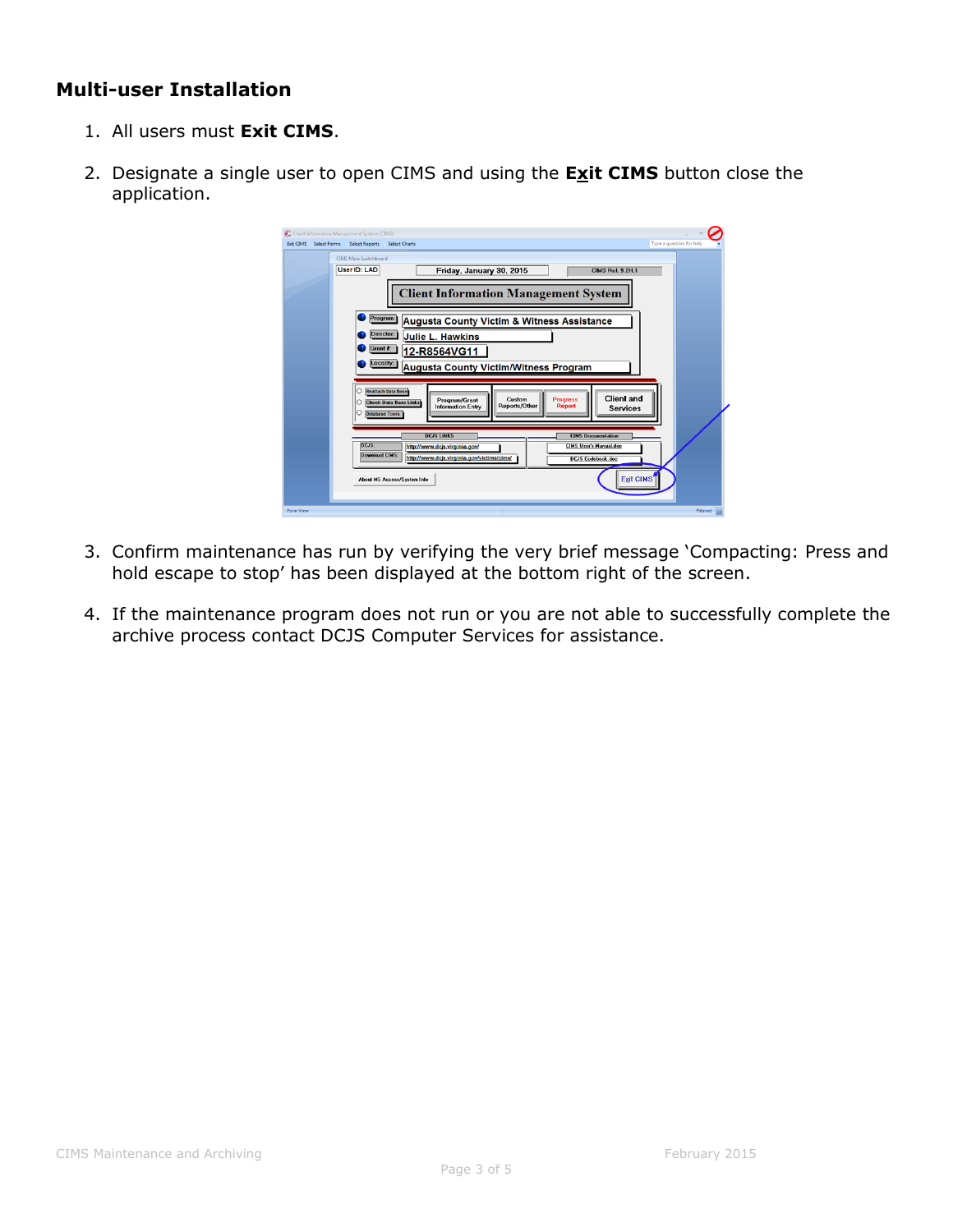## Multi-user Installation

1. All users must **Exit CIMS**.

2. Designate a single user to open CIMS and using the **Exit CIMS** button close the application.

3. Confirm maintenance has run by verifying the very brief message 'Compacting: Press and hold escape to stop' has been displayed at the bottom right of the screen.

4. If the maintenance program does not run or you are not able to successfully complete the archive process contact DCJS Computer Services for assistance.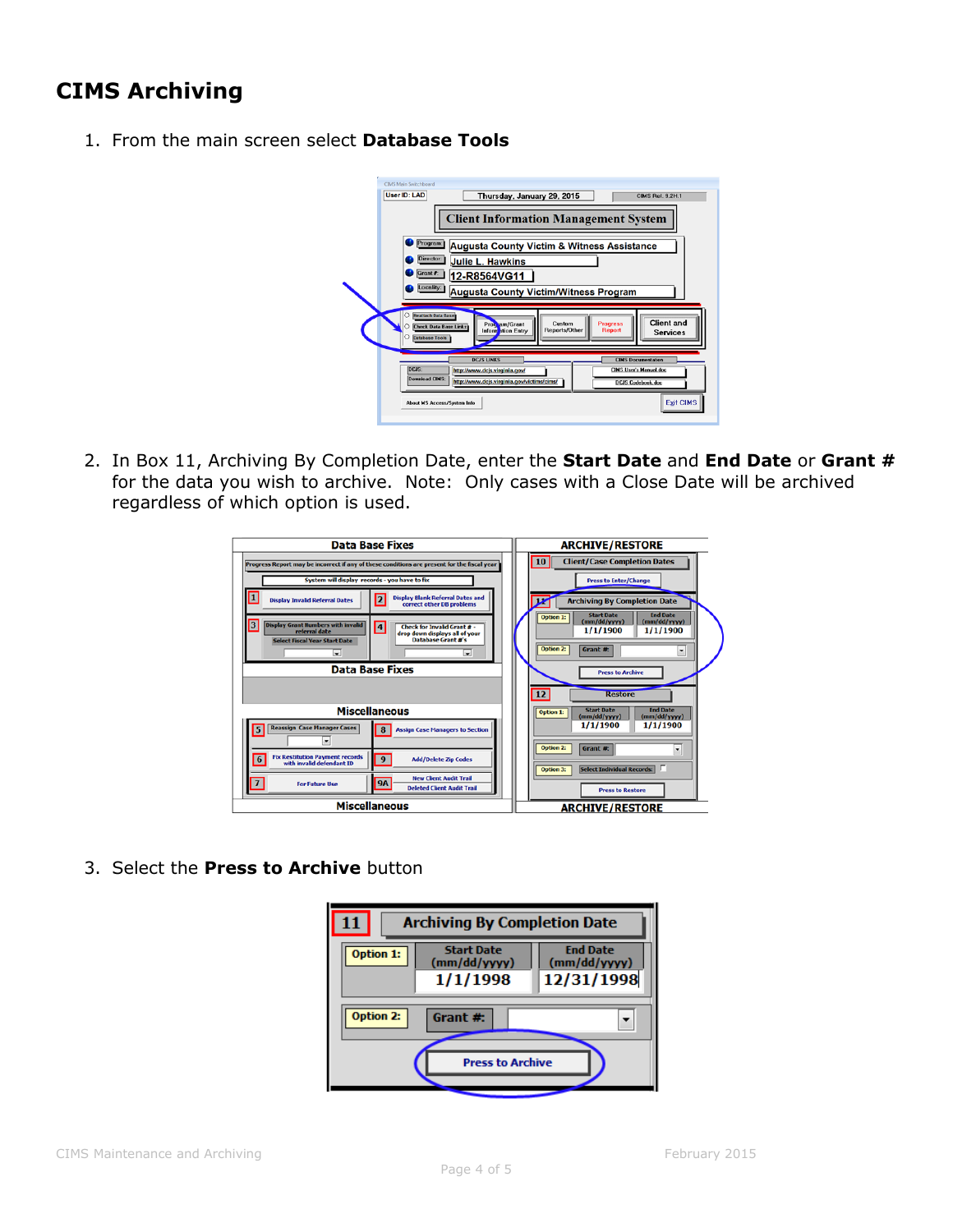# CIMS Archiving

1. From the main screen select **Database Tools**

2. In Box 11, Archiving By Completion Date, enter the **Start Date** and **End Date** or **Grant #** for the data you wish to archive. Note: Only cases with a Close Date will be archived regardless of which option is used.

3. Select the **Press to Archive** button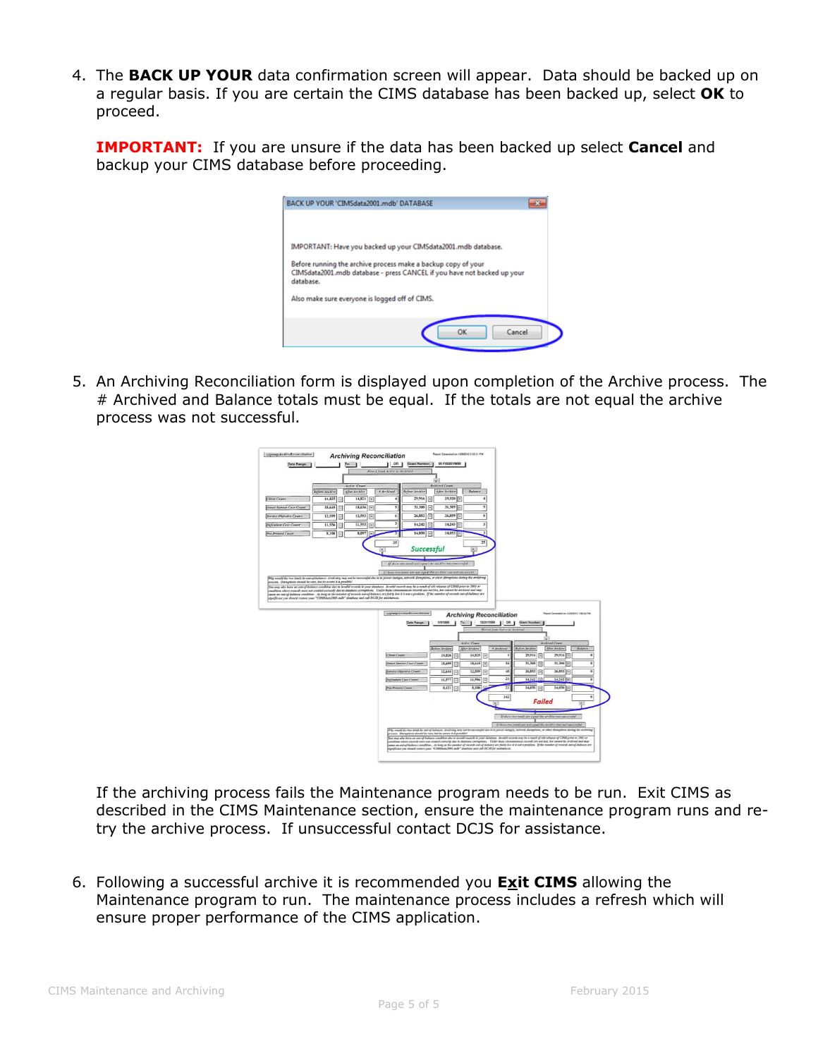4. The **BACK UP YOUR** data confirmation screen will appear. Data should be backed up on a regular basis. If you are certain the CIMS database has been backed up, select **OK** to proceed.

   **IMPORTANT:** If you are unsure if the data has been backed up select **Cancel** and backup your CIMS database before proceeding.

5. An Archiving Reconciliation form is displayed upon completion of the Archive process. The # Archived and Balance totals must be equal. If the totals are not equal the archive process was not successful.

   If the archiving process fails the Maintenance program needs to be run. Exit CIMS as described in the CIMS Maintenance section, ensure the maintenance program runs and re-try the archive process. If unsuccessful contact DCJS for assistance.

6. Following a successful archive it is recommended you **Exit CIMS** allowing the Maintenance program to run. The maintenance process includes a refresh which will ensure proper performance of the CIMS application.